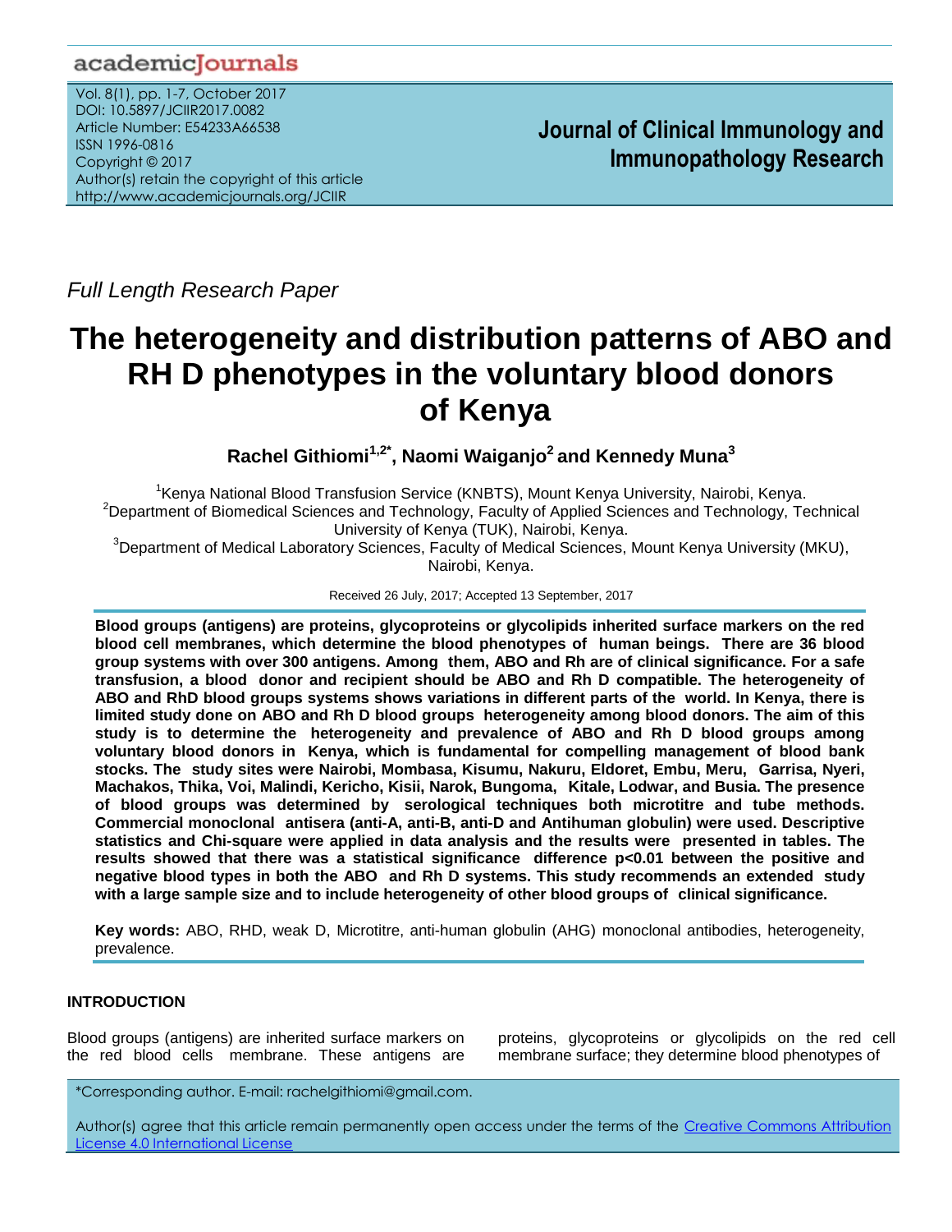*Full Length Research Paper*

# The heterogeneity and distribution patterns of ABO and RH D phenotypes in the voluntary blood donors of Kenya

**Rachel Githiomi[1,2*], Naomi Waiganjo[2] and Kennedy Muna[3]**

[1]Kenya National Blood Transfusion Service (KNBTS), Mount Kenya University, Nairobi, Kenya.
[2]Department of Biomedical Sciences and Technology, Faculty of Applied Sciences and Technology, Technical University of Kenya (TUK), Nairobi, Kenya.
[3]Department of Medical Laboratory Sciences, Faculty of Medical Sciences, Mount Kenya University (MKU), Nairobi, Kenya.

Received 26 July, 2017; Accepted 13 September, 2017

**Blood groups (antigens) are proteins, glycoproteins or glycolipids inherited surface markers on the red blood cell membranes, which determine the blood phenotypes of human beings. There are 36 blood group systems with over 300 antigens. Among them, ABO and Rh are of clinical significance. For a safe transfusion, a blood donor and recipient should be ABO and Rh D compatible. The heterogeneity of ABO and RhD blood groups systems shows variations in different parts of the world. In Kenya, there is limited study done on ABO and Rh D blood groups heterogeneity among blood donors. The aim of this study is to determine the heterogeneity and prevalence of ABO and Rh D blood groups among voluntary blood donors in Kenya, which is fundamental for compelling management of blood bank stocks. The study sites were Nairobi, Mombasa, Kisumu, Nakuru, Eldoret, Embu, Meru, Garrisa, Nyeri, Machakos, Thika, Voi, Malindi, Kericho, Kisii, Narok, Bungoma, Kitale, Lodwar, and Busia. The presence of blood groups was determined by serological techniques both microtitre and tube methods. Commercial monoclonal antisera (anti-A, anti-B, anti-D and Antihuman globulin) were used. Descriptive statistics and Chi-square were applied in data analysis and the results were presented in tables. The results showed that there was a statistical significance difference p<0.01 between the positive and negative blood types in both the ABO and Rh D systems. This study recommends an extended study with a large sample size and to include heterogeneity of other blood groups of clinical significance.**

**Key words:** ABO, RHD, weak D, Microtitre, anti-human globulin (AHG) monoclonal antibodies, heterogeneity, prevalence.

## INTRODUCTION

Blood groups (antigens) are inherited surface markers on the red blood cells membrane. These antigens are proteins, glycoproteins or glycolipids on the red cell membrane surface; they determine blood phenotypes of

*Corresponding author. E-mail: rachelgithiomi@gmail.com.

Author(s) agree that this article remain permanently open access under the terms of the Creative Commons Attribution License 4.0 International License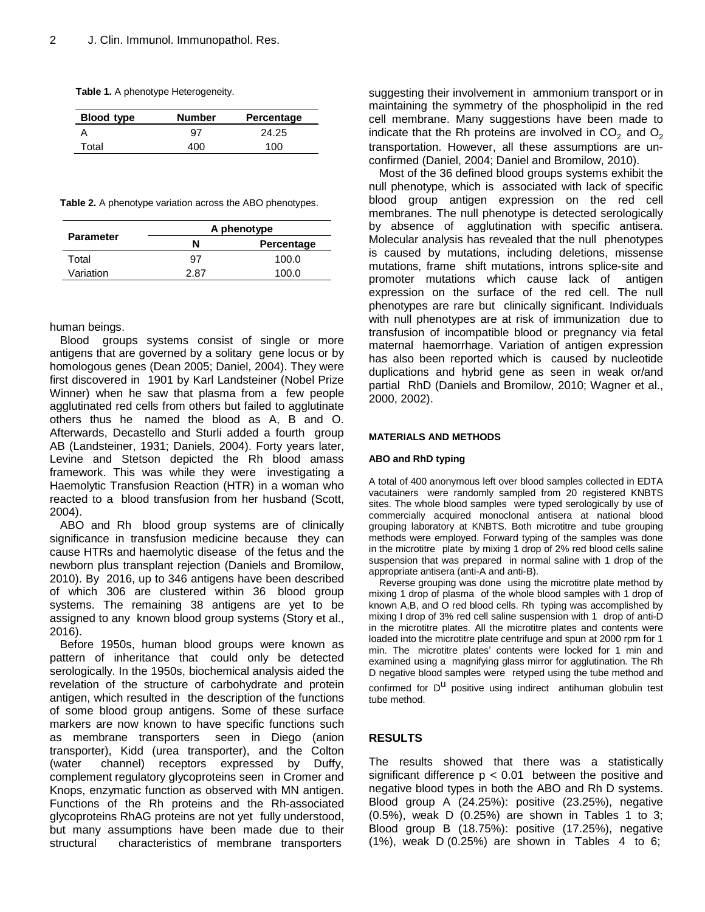**Table 1.** A phenotype Heterogeneity.

| Blood type | Number | Percentage |
|---|---|---|
| A | 97 | 24.25 |
| Total | 400 | 100 |

**Table 2.** A phenotype variation across the ABO phenotypes.

| Parameter | A phenotype | |
|---|---|---|
| | N | Percentage |
| Total | 97 | 100.0 |
| Variation | 2.87 | 100.0 |

human beings.

Blood groups systems consist of single or more antigens that are governed by a solitary gene locus or by homologous genes (Dean 2005; Daniel, 2004). They were first discovered in 1901 by Karl Landsteiner (Nobel Prize Winner) when he saw that plasma from a few people agglutinated red cells from others but failed to agglutinate others thus he named the blood as A, B and O. Afterwards, Decastello and Sturli added a fourth group AB (Landsteiner, 1931; Daniels, 2004). Forty years later, Levine and Stetson depicted the Rh blood amass framework. This was while they were investigating a Haemolytic Transfusion Reaction (HTR) in a woman who reacted to a blood transfusion from her husband (Scott, 2004).

ABO and Rh blood group systems are of clinically significance in transfusion medicine because they can cause HTRs and haemolytic disease of the fetus and the newborn plus transplant rejection (Daniels and Bromilow, 2010). By 2016, up to 346 antigens have been described of which 306 are clustered within 36 blood group systems. The remaining 38 antigens are yet to be assigned to any known blood group systems (Story et al., 2016).

Before 1950s, human blood groups were known as pattern of inheritance that could only be detected serologically. In the 1950s, biochemical analysis aided the revelation of the structure of carbohydrate and protein antigen, which resulted in the description of the functions of some blood group antigens. Some of these surface markers are now known to have specific functions such as membrane transporters seen in Diego (anion transporter), Kidd (urea transporter), and the Colton (water channel) receptors expressed by Duffy, complement regulatory glycoproteins seen in Cromer and Knops, enzymatic function as observed with MN antigen. Functions of the Rh proteins and the Rh-associated glycoproteins RhAG proteins are not yet fully understood, but many assumptions have been made due to their structural characteristics of membrane transporters suggesting their involvement in ammonium transport or in maintaining the symmetry of the phospholipid in the red cell membrane. Many suggestions have been made to indicate that the Rh proteins are involved in $CO_2$ and $O_2$ transportation. However, all these assumptions are un-confirmed (Daniel, 2004; Daniel and Bromilow, 2010).

Most of the 36 defined blood groups systems exhibit the null phenotype, which is associated with lack of specific blood group antigen expression on the red cell membranes. The null phenotype is detected serologically by absence of agglutination with specific antisera. Molecular analysis has revealed that the null phenotypes is caused by mutations, including deletions, missense mutations, frame shift mutations, introns splice-site and promoter mutations which cause lack of antigen expression on the surface of the red cell. The null phenotypes are rare but clinically significant. Individuals with null phenotypes are at risk of immunization due to transfusion of incompatible blood or pregnancy via fetal maternal haemorrhage. Variation of antigen expression has also been reported which is caused by nucleotide duplications and hybrid gene as seen in weak or/and partial RhD (Daniels and Bromilow, 2010; Wagner et al., 2000, 2002).

## MATERIALS AND METHODS

### ABO and RhD typing

A total of 400 anonymous left over blood samples collected in EDTA vacutainers were randomly sampled from 20 registered KNBTS sites. The whole blood samples were typed serologically by use of commercially acquired monoclonal antisera at national blood grouping laboratory at KNBTS. Both microtitre and tube grouping methods were employed. Forward typing of the samples was done in the microtitre plate by mixing 1 drop of 2% red blood cells saline suspension that was prepared in normal saline with 1 drop of the appropriate antisera (anti-A and anti-B).

Reverse grouping was done using the microtitre plate method by mixing 1 drop of plasma of the whole blood samples with 1 drop of known A,B, and O red blood cells. Rh typing was accomplished by mixing I drop of 3% red cell saline suspension with 1 drop of anti-D in the microtitre plates. All the microtitre plates and contents were loaded into the microtitre plate centrifuge and spun at 2000 rpm for 1 min. The microtitre plates' contents were locked for 1 min and examined using a magnifying glass mirror for agglutination. The Rh D negative blood samples were retyped using the tube method and confirmed for $D^u$ positive using indirect antihuman globulin test tube method.

## RESULTS

The results showed that there was a statistically significant difference $p < 0.01$ between the positive and negative blood types in both the ABO and Rh D systems. Blood group A (24.25%): positive (23.25%), negative (0.5%), weak D (0.25%) are shown in Tables 1 to 3; Blood group B (18.75%): positive (17.25%), negative (1%), weak D (0.25%) are shown in Tables 4 to 6;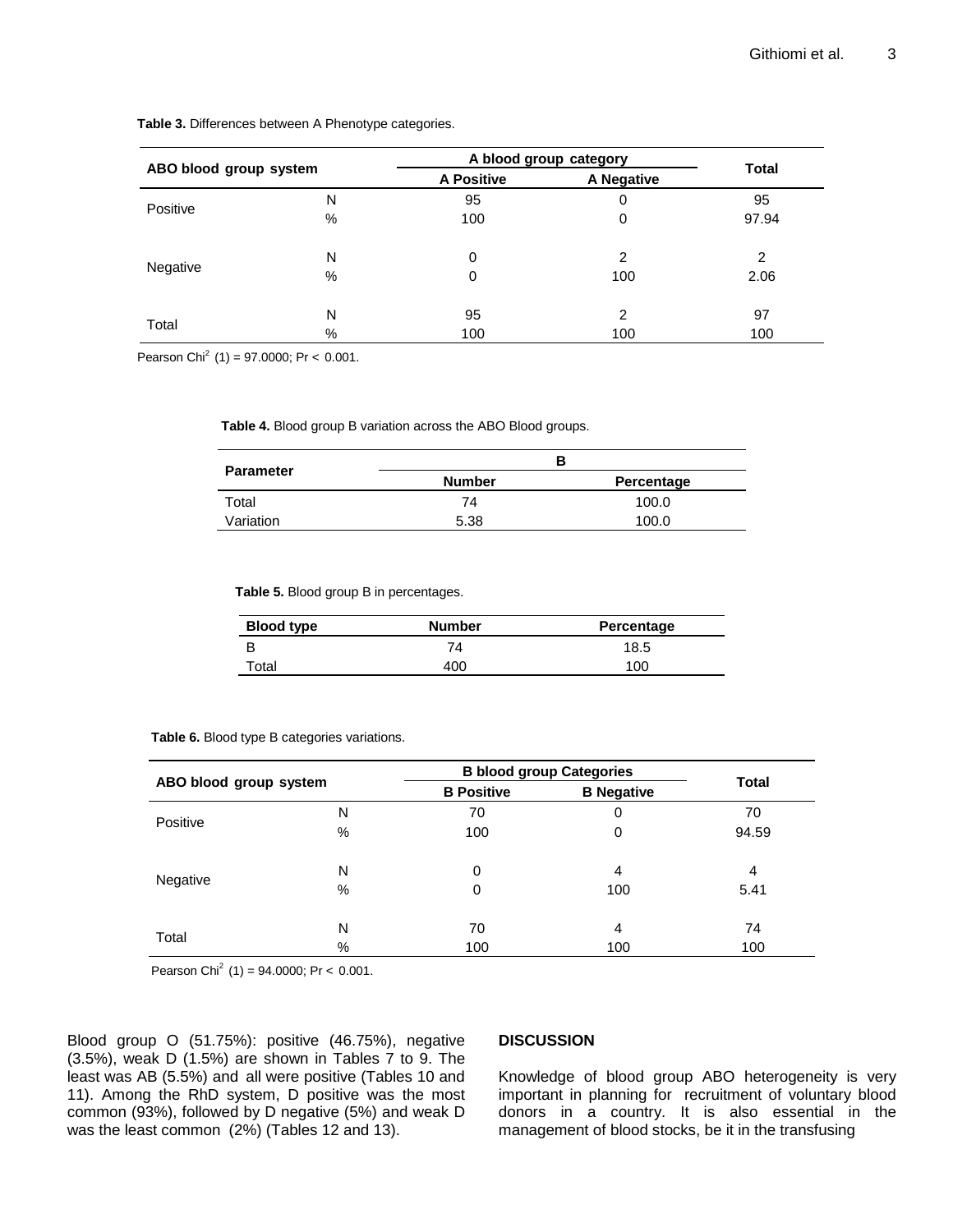**Table 3.** Differences between A Phenotype categories.

| ABO blood group system | | A blood group category | | Total |
|---|---|---|---|---|
| | | A Positive | A Negative | |
| Positive | N | 95 | 0 | 95 |
| | % | 100 | 0 | 97.94 |
| Negative | N | 0 | 2 | 2 |
| | % | 0 | 100 | 2.06 |
| Total | N | 95 | 2 | 97 |
| | % | 100 | 100 | 100 |

Pearson $Chi^2$ (1) = 97.0000; Pr < 0.001.

**Table 4.** Blood group B variation across the ABO Blood groups.

| Parameter | B | |
|---|---|---|
| | Number | Percentage |
| Total | 74 | 100.0 |
| Variation | 5.38 | 100.0 |

**Table 5.** Blood group B in percentages.

| Blood type | Number | Percentage |
|---|---|---|
| B | 74 | 18.5 |
| Total | 400 | 100 |

**Table 6.** Blood type B categories variations.

| ABO blood group system | | B blood group Categories | | Total |
|---|---|---|---|---|
| | | B Positive | B Negative | |
| Positive | N | 70 | 0 | 70 |
| | % | 100 | 0 | 94.59 |
| Negative | N | 0 | 4 | 4 |
| | % | 0 | 100 | 5.41 |
| Total | N | 70 | 4 | 74 |
| | % | 100 | 100 | 100 |

Pearson $Chi^2$ (1) = 94.0000; Pr < 0.001.

Blood group O (51.75%): positive (46.75%), negative (3.5%), weak D (1.5%) are shown in Tables 7 to 9. The least was AB (5.5%) and all were positive (Tables 10 and 11). Among the RhD system, D positive was the most common (93%), followed by D negative (5%) and weak D was the least common (2%) (Tables 12 and 13).

## DISCUSSION

Knowledge of blood group ABO heterogeneity is very important in planning for recruitment of voluntary blood donors in a country. It is also essential in the management of blood stocks, be it in the transfusing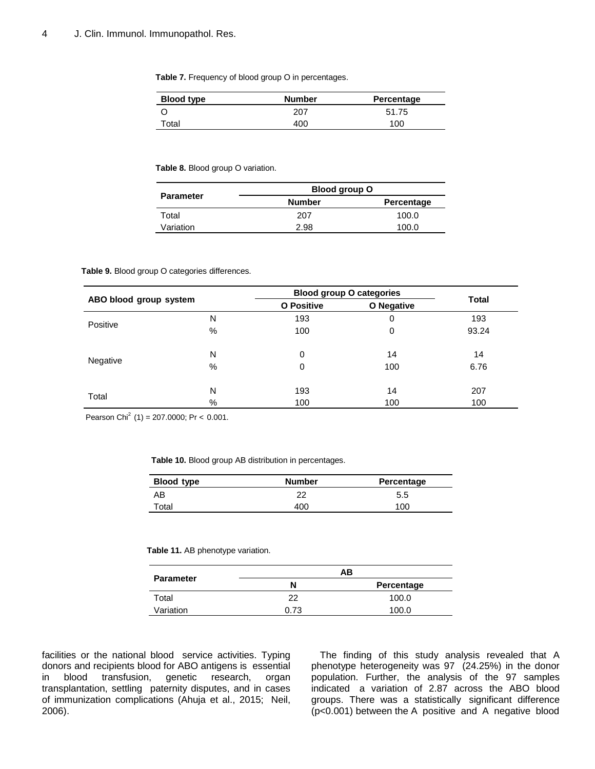**Table 7.** Frequency of blood group O in percentages.

| Blood type | Number | Percentage |
|---|---|---|
| O | 207 | 51.75 |
| Total | 400 | 100 |

**Table 8.** Blood group O variation.

| Parameter | Blood group O | |
|---|---|---|
| | Number | Percentage |
| Total | 207 | 100.0 |
| Variation | 2.98 | 100.0 |

**Table 9.** Blood group O categories differences.

| ABO blood group system | | Blood group O categories | | Total |
|---|---|---|---|---|
| | | O Positive | O Negative | |
| Positive | N | 193 | 0 | 193 |
| | % | 100 | 0 | 93.24 |
| Negative | N | 0 | 14 | 14 |
| | % | 0 | 100 | 6.76 |
| Total | N | 193 | 14 | 207 |
| | % | 100 | 100 | 100 |

Pearson $Chi^2$ (1) = 207.0000; Pr < 0.001.

**Table 10.** Blood group AB distribution in percentages.

| Blood type | Number | Percentage |
|---|---|---|
| AB | 22 | 5.5 |
| Total | 400 | 100 |

**Table 11.** AB phenotype variation.

| Parameter | AB | |
|---|---|---|
| | N | Percentage |
| Total | 22 | 100.0 |
| Variation | 0.73 | 100.0 |

facilities or the national blood service activities. Typing donors and recipients blood for ABO antigens is essential in blood transfusion, genetic research, organ transplantation, settling paternity disputes, and in cases of immunization complications (Ahuja et al., 2015; Neil, 2006).

The finding of this study analysis revealed that A phenotype heterogeneity was 97 (24.25%) in the donor population. Further, the analysis of the 97 samples indicated a variation of 2.87 across the ABO blood groups. There was a statistically significant difference (p<0.001) between the A positive and A negative blood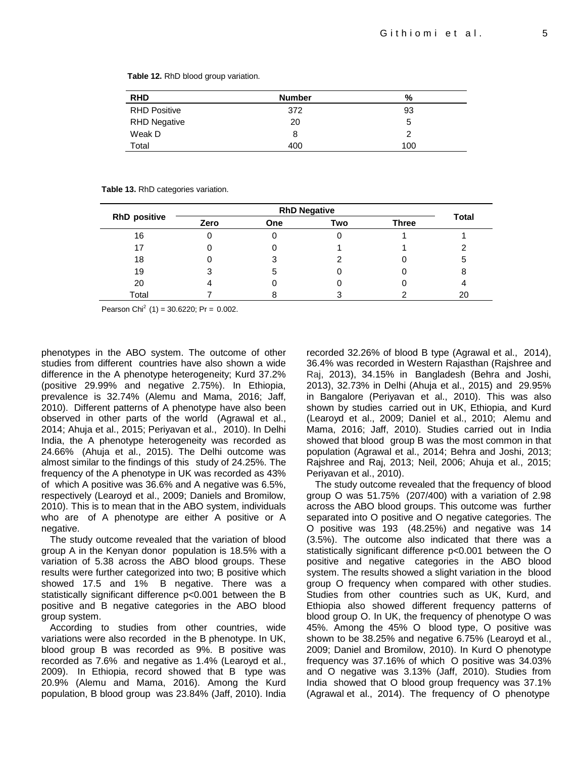**Table 12.** RhD blood group variation.

| RHD | Number | % |
|---|---|---|
| RHD Positive | 372 | 93 |
| RHD Negative | 20 | 5 |
| Weak D | 8 | 2 |
| Total | 400 | 100 |

**Table 13.** RhD categories variation.

| RhD positive | RhD Negative | | | | Total |
|---|---|---|---|---|---|
| | Zero | One | Two | Three | |
| 16 | 0 | 0 | 0 | 1 | 1 |
| 17 | 0 | 0 | 1 | 1 | 2 |
| 18 | 0 | 3 | 2 | 0 | 5 |
| 19 | 3 | 5 | 0 | 0 | 8 |
| 20 | 4 | 0 | 0 | 0 | 4 |
| Total | 7 | 8 | 3 | 2 | 20 |

Pearson $Chi^2$ (1) = 30.6220; Pr = 0.002.

phenotypes in the ABO system. The outcome of other studies from different countries have also shown a wide difference in the A phenotype heterogeneity; Kurd 37.2% (positive 29.99% and negative 2.75%). In Ethiopia, prevalence is 32.74% (Alemu and Mama, 2016; Jaff, 2010). Different patterns of A phenotype have also been observed in other parts of the world (Agrawal et al., 2014; Ahuja et al., 2015; Periyavan et al., 2010). In Delhi India, the A phenotype heterogeneity was recorded as 24.66% (Ahuja et al., 2015). The Delhi outcome was almost similar to the findings of this study of 24.25%. The frequency of the A phenotype in UK was recorded as 43% of which A positive was 36.6% and A negative was 6.5%, respectively (Learoyd et al., 2009; Daniels and Bromilow, 2010). This is to mean that in the ABO system, individuals who are of A phenotype are either A positive or A negative.

The study outcome revealed that the variation of blood group A in the Kenyan donor population is 18.5% with a variation of 5.38 across the ABO blood groups. These results were further categorized into two; B positive which showed 17.5 and 1% B negative. There was a statistically significant difference p<0.001 between the B positive and B negative categories in the ABO blood group system.

According to studies from other countries, wide variations were also recorded in the B phenotype. In UK, blood group B was recorded as 9%. B positive was recorded as 7.6% and negative as 1.4% (Learoyd et al., 2009). In Ethiopia, record showed that B type was 20.9% (Alemu and Mama, 2016). Among the Kurd population, B blood group was 23.84% (Jaff, 2010). India recorded 32.26% of blood B type (Agrawal et al., 2014), 36.4% was recorded in Western Rajasthan (Rajshree and Raj, 2013), 34.15% in Bangladesh (Behra and Joshi, 2013), 32.73% in Delhi (Ahuja et al., 2015) and 29.95% in Bangalore (Periyavan et al., 2010). This was also shown by studies carried out in UK, Ethiopia, and Kurd (Learoyd et al., 2009; Daniel et al., 2010; Alemu and Mama, 2016; Jaff, 2010). Studies carried out in India showed that blood group B was the most common in that population (Agrawal et al., 2014; Behra and Joshi, 2013; Rajshree and Raj, 2013; Neil, 2006; Ahuja et al., 2015; Periyavan et al., 2010).

The study outcome revealed that the frequency of blood group O was 51.75% (207/400) with a variation of 2.98 across the ABO blood groups. This outcome was further separated into O positive and O negative categories. The O positive was 193 (48.25%) and negative was 14 (3.5%). The outcome also indicated that there was a statistically significant difference p<0.001 between the O positive and negative categories in the ABO blood system. The results showed a slight variation in the blood group O frequency when compared with other studies. Studies from other countries such as UK, Kurd, and Ethiopia also showed different frequency patterns of blood group O. In UK, the frequency of phenotype O was 45%. Among the 45% O blood type, O positive was shown to be 38.25% and negative 6.75% (Learoyd et al., 2009; Daniel and Bromilow, 2010). In Kurd O phenotype frequency was 37.16% of which O positive was 34.03% and O negative was 3.13% (Jaff, 2010). Studies from India showed that O blood group frequency was 37.1% (Agrawal et al., 2014). The frequency of O phenotype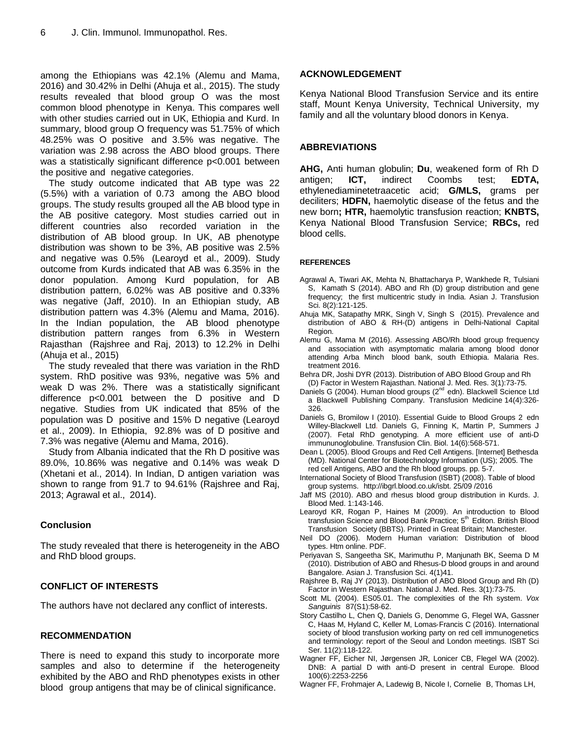among the Ethiopians was 42.1% (Alemu and Mama, 2016) and 30.42% in Delhi (Ahuja et al., 2015). The study results revealed that blood group O was the most common blood phenotype in Kenya. This compares well with other studies carried out in UK, Ethiopia and Kurd. In summary, blood group O frequency was 51.75% of which 48.25% was O positive and 3.5% was negative. The variation was 2.98 across the ABO blood groups. There was a statistically significant difference $p<0.001$ between the positive and negative categories.

The study outcome indicated that AB type was 22 (5.5%) with a variation of 0.73 among the ABO blood groups. The study results grouped all the AB blood type in the AB positive category. Most studies carried out in different countries also recorded variation in the distribution of AB blood group. In UK, AB phenotype distribution was shown to be 3%, AB positive was 2.5% and negative was 0.5% (Learoyd et al., 2009). Study outcome from Kurds indicated that AB was 6.35% in the donor population. Among Kurd population, for AB distribution pattern, 6.02% was AB positive and 0.33% was negative (Jaff, 2010). In an Ethiopian study, AB distribution pattern was 4.3% (Alemu and Mama, 2016). In the Indian population, the AB blood phenotype distribution pattern ranges from 6.3% in Western Rajasthan (Rajshree and Raj, 2013) to 12.2% in Delhi (Ahuja et al., 2015)

The study revealed that there was variation in the RhD system. RhD positive was 93%, negative was 5% and weak D was 2%. There was a statistically significant difference $p<0.001$ between the D positive and D negative. Studies from UK indicated that 85% of the population was D positive and 15% D negative (Learoyd et al., 2009). In Ethiopia, 92.8% was of D positive and 7.3% was negative (Alemu and Mama, 2016).

Study from Albania indicated that the Rh D positive was 89.0%, 10.86% was negative and 0.14% was weak D (Xhetani et al., 2014). In Indian, D antigen variation was shown to range from 91.7 to 94.61% (Rajshree and Raj, 2013; Agrawal et al., 2014).

### Conclusion

The study revealed that there is heterogeneity in the ABO and RhD blood groups.

## CONFLICT OF INTERESTS

The authors have not declared any conflict of interests.

## RECOMMENDATION

There is need to expand this study to incorporate more samples and also to determine if the heterogeneity exhibited by the ABO and RhD phenotypes exists in other blood group antigens that may be of clinical significance.

## ACKNOWLEDGEMENT

Kenya National Blood Transfusion Service and its entire staff, Mount Kenya University, Technical University, my family and all the voluntary blood donors in Kenya.

## ABBREVIATIONS

**AHG,** Anti human globulin; **Du**, weakened form of Rh D antigen; **ICT,** indirect Coombs test; **EDTA,** ethylenediaminetetraacetic acid; **G/MLS,** grams per deciliters; **HDFN,** haemolytic disease of the fetus and the new born**; HTR,** haemolytic transfusion reaction; **KNBTS,** Kenya National Blood Transfusion Service; **RBCs,** red blood cells.

## REFERENCES

Agrawal A, Tiwari AK, Mehta N, Bhattacharya P, Wankhede R, Tulsiani S, Kamath S (2014). ABO and Rh (D) group distribution and gene frequency; the first multicentric study in India. Asian J. Transfusion Sci. 8(2):121-125.

Ahuja MK, Satapathy MRK, Singh V, Singh S (2015). Prevalence and distribution of ABO & RH-(D) antigens in Delhi-National Capital Region.

Alemu G, Mama M (2016). Assessing ABO/Rh blood group frequency and association with asymptomatic malaria among blood donor attending Arba Minch blood bank, south Ethiopia. Malaria Res. treatment 2016.

Behra DR, Joshi DYR (2013). Distribution of ABO Blood Group and Rh (D) Factor in Western Rajasthan. National J. Med. Res. 3(1):73-75.

Daniels G (2004). Human blood groups (2nd edn). Blackwell Science Ltd a Blackwell Publishing Company. Transfusion Medicine 14(4):326-326.

Daniels G, Bromilow I (2010). Essential Guide to Blood Groups 2 edn Willey-Blackwell Ltd. Daniels G, Finning K, Martin P, Summers J (2007). Fetal RhD genotyping. A more efficient use of anti-D immununoglobuline. Transfusion Clin. Biol. 14(6):568-571.

Dean L (2005). Blood Groups and Red Cell Antigens. [Internet] Bethesda (MD). National Center for Biotechnology Information (US); 2005. The red cell Antigens, ABO and the Rh blood groups. pp. 5-7.

International Society of Blood Transfusion (ISBT) (2008). Table of blood group systems. http://ibgrl.blood.co.uk/isbt. 25/09 /2016

Jaff MS (2010). ABO and rhesus blood group distribution in Kurds. J. Blood Med. 1:143-146.

Learoyd KR, Rogan P, Haines M (2009). An introduction to Blood transfusion Science and Blood Bank Practice; 5th Editon. British Blood Transfusion Society (BBTS). Printed in Great Britain; Manchester.

Neil DO (2006). Modern Human variation: Distribution of blood types. Htm online. PDF.

Periyavan S, Sangeetha SK, Marimuthu P, Manjunath BK, Seema D M (2010). Distribution of ABO and Rhesus-D blood groups in and around Bangalore. Asian J. Transfusion Sci. 4(1)41.

Rajshree B, Raj JY (2013). Distribution of ABO Blood Group and Rh (D) Factor in Western Rajasthan. National J. Med. Res. 3(1):73-75.

Scott ML (2004). ES05.01. The complexities of the Rh system. *Vox Sanguinis* 87(S1):58-62.

Story Castilho L, Chen Q, Daniels G, Denomme G, Flegel WA, Gassner C, Haas M, Hyland C, Keller M, Lomas-Francis C (2016). International society of blood transfusion working party on red cell immunogenetics and terminology: report of the Seoul and London meetings. ISBT Sci Ser. 11(2):118-122.

Wagner FF, Eicher NI, Jørgensen JR, Lonicer CB, Flegel WA (2002). DNB: A partial D with anti-D present in central Europe. Blood 100(6):2253-2256

Wagner FF, Frohmajer A, Ladewig B, Nicole I, Cornelie B, Thomas LH,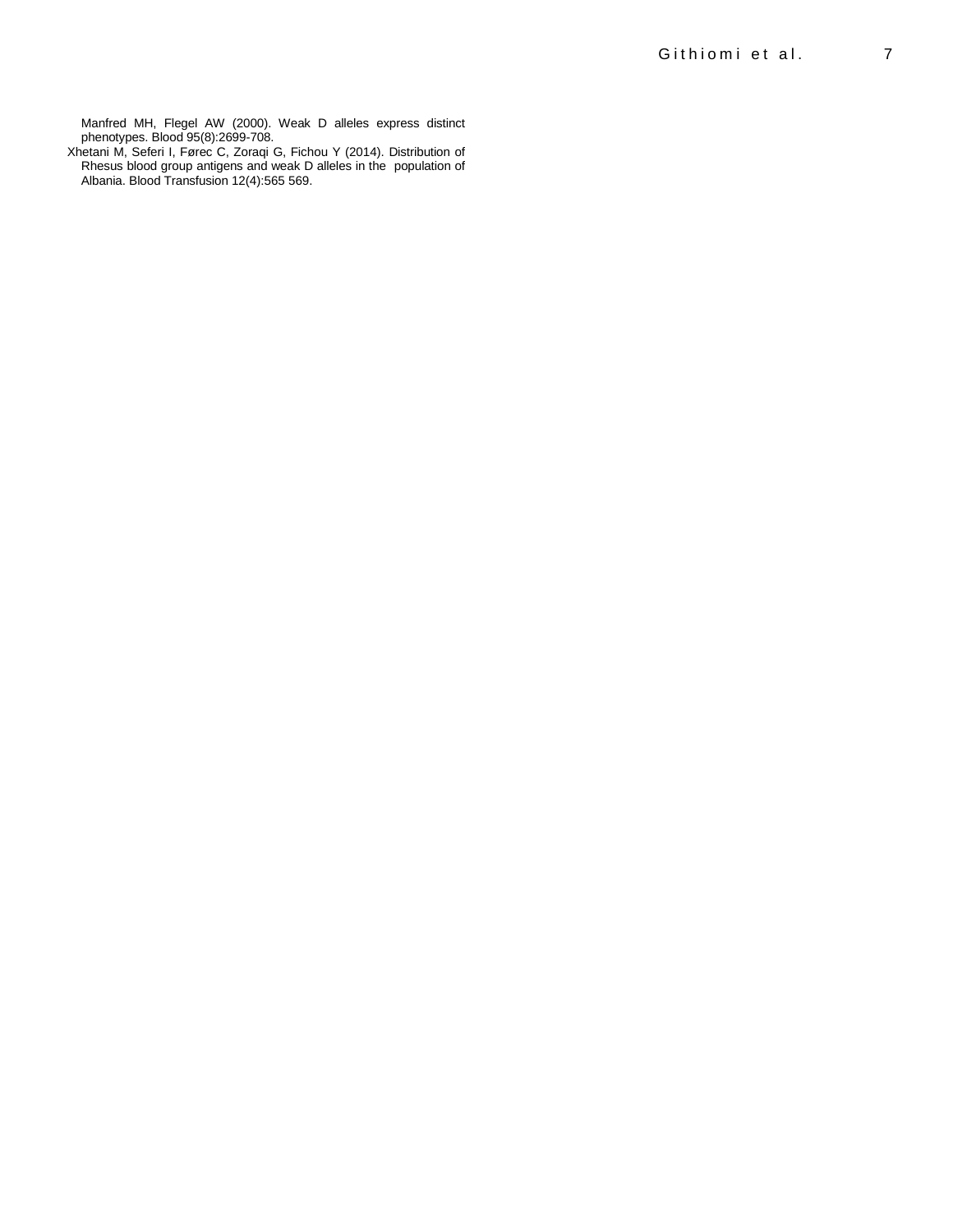Manfred MH, Flegel AW (2000). Weak D alleles express distinct phenotypes. Blood 95(8):2699-708.

Xhetani M, Seferi I, Førec C, Zoraqi G, Fichou Y (2014). Distribution of Rhesus blood group antigens and weak D alleles in the population of Albania. Blood Transfusion 12(4):565 569.